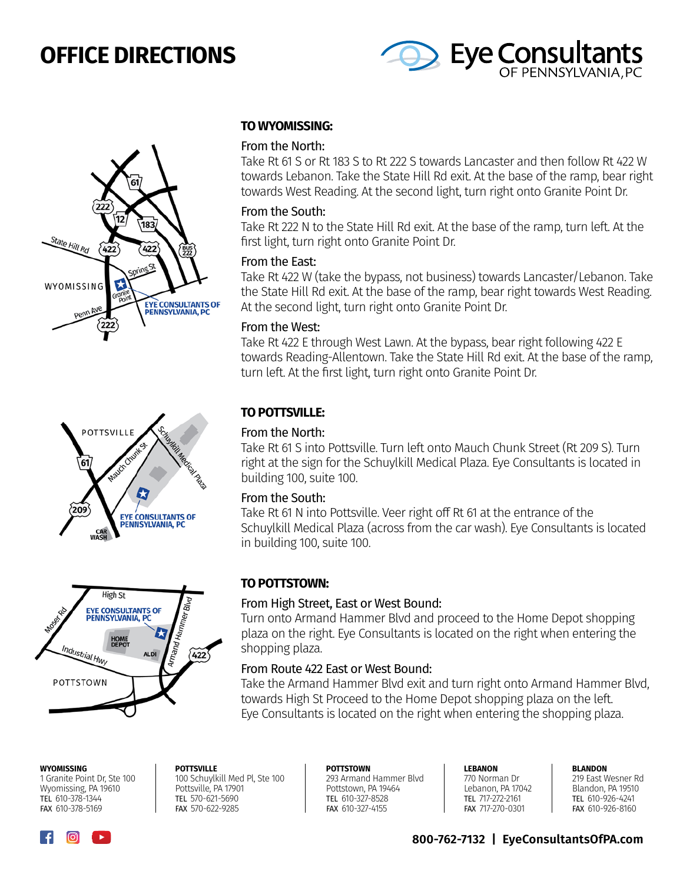# OFFICE DIRECTIONS

Eye Consultants OF PENNSYLVANIA, PC

## TO WYOMISSING:

### From the North:

Take Rt 61 S or Rt 183 S to Rt 222 S towards Lancaster and then follow Rt 422 W towards Lebanon. Take the State Hill Rd exit. At the base of the ramp, bear right towards West Reading. At the second light, turn right onto Granite Point Dr.

### From the South:

Take Rt 222 N to the State Hill Rd exit. At the base of the ramp, turn left. At the first light, turn right onto Granite Point Dr.

### From the East:

Take Rt 422 W (take the bypass, not business) towards Lancaster/Lebanon. Take the State Hill Rd exit. At the base of the ramp, bear right towards West Reading. At the second light, turn right onto Granite Point Dr.

### From the West:

Take Rt 422 E through West Lawn. At the bypass, bear right following 422 E towards Reading-Allentown. Take the State Hill Rd exit. At the base of the ramp, turn left. At the first light, turn right onto Granite Point Dr.

## TO POTTSVILLE:

### From the North:

Take Rt 61 S into Pottsville. Turn left onto Mauch Chunk Street (Rt 209 S). Turn right at the sign for the Schuylkill Medical Plaza. Eye Consultants is located in building 100, suite 100.

### From the South:

Take Rt 61 N into Pottsville. Veer right off Rt 61 at the entrance of the Schuylkill Medical Plaza (across from the car wash). Eye Consultants is located in building 100, suite 100.

## TO POTTSTOWN:

### From High Street, East or West Bound:

Turn onto Armand Hammer Blvd and proceed to the Home Depot shopping plaza on the right. Eye Consultants is located on the right when entering the shopping plaza.

### From Route 422 East or West Bound:

Take the Armand Hammer Blvd exit and turn right onto Armand Hammer Blvd, towards High St Proceed to the Home Depot shopping plaza on the left. Eye Consultants is located on the right when entering the shopping plaza.

**WYOMISSING**
1 Granite Point Dr, Ste 100
Wyomissing, PA 19610
TEL 610-378-1344
FAX 610-378-5169

**POTTSVILLE**
100 Schuylkill Med Pl, Ste 100
Pottsville, PA 17901
TEL 570-621-5690
FAX 570-622-9285

**POTTSTOWN**
293 Armand Hammer Blvd
Pottstown, PA 19464
TEL 610-327-8528
FAX 610-327-4155

**LEBANON**
770 Norman Dr
Lebanon, PA 17042
TEL 717-272-2161
FAX 717-270-0301

**BLANDON**
219 East Wesner Rd
Blandon, PA 19510
TEL 610-926-4241
FAX 610-926-8160

**800-762-7132 | EyeConsultantsOfPA.com**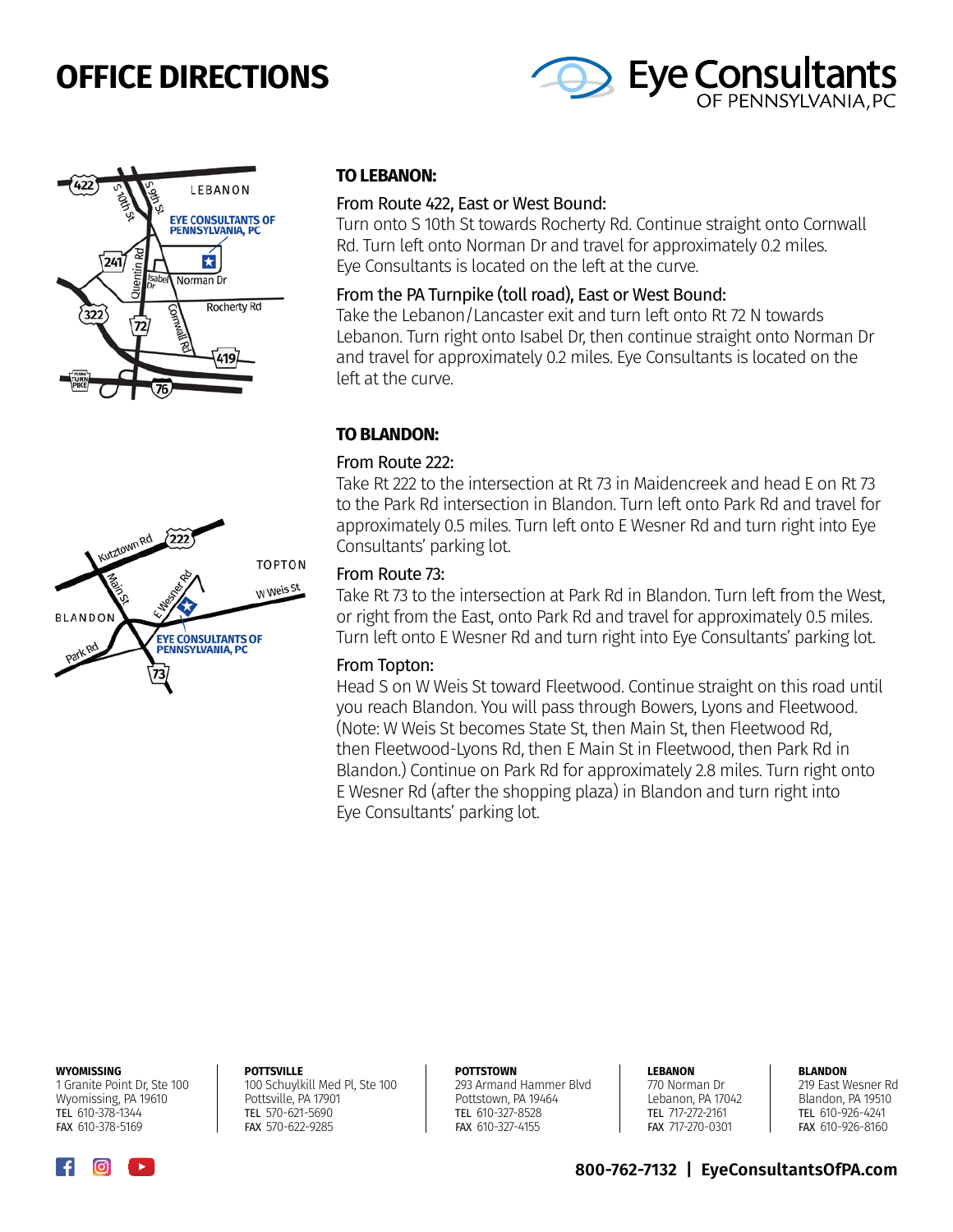# OFFICE DIRECTIONS

Eye Consultants OF PENNSYLVANIA, PC

LEBANON
EYE CONSULTANTS OF PENNSYLVANIA, PC
422
S 10th St
S 9th St
241
Quentin Rd
Isabel Dr
Norman Dr
Rocherty Rd
322
72
Cornwall Rd
419
PENNA TURNPIKE
76

## TO LEBANON:

### From Route 422, East or West Bound:

Turn onto S 10th St towards Rocherty Rd. Continue straight onto Cornwall Rd. Turn left onto Norman Dr and travel for approximately 0.2 miles. Eye Consultants is located on the left at the curve.

### From the PA Turnpike (toll road), East or West Bound:

Take the Lebanon/Lancaster exit and turn left onto Rt 72 N towards Lebanon. Turn right onto Isabel Dr, then continue straight onto Norman Dr and travel for approximately 0.2 miles. Eye Consultants is located on the left at the curve.

Kutztown Rd
222
TOPTON
Main St
E Wesner Rd
W Weis St
BLANDON
EYE CONSULTANTS OF PENNSYLVANIA, PC
Park Rd
73

## TO BLANDON:

### From Route 222:

Take Rt 222 to the intersection at Rt 73 in Maidencreek and head E on Rt 73 to the Park Rd intersection in Blandon. Turn left onto Park Rd and travel for approximately 0.5 miles. Turn left onto E Wesner Rd and turn right into Eye Consultants' parking lot.

### From Route 73:

Take Rt 73 to the intersection at Park Rd in Blandon. Turn left from the West, or right from the East, onto Park Rd and travel for approximately 0.5 miles. Turn left onto E Wesner Rd and turn right into Eye Consultants' parking lot.

### From Topton:

Head S on W Weis St toward Fleetwood. Continue straight on this road until you reach Blandon. You will pass through Bowers, Lyons and Fleetwood. (Note: W Weis St becomes State St, then Main St, then Fleetwood Rd, then Fleetwood-Lyons Rd, then E Main St in Fleetwood, then Park Rd in Blandon.) Continue on Park Rd for approximately 2.8 miles. Turn right onto E Wesner Rd (after the shopping plaza) in Blandon and turn right into Eye Consultants' parking lot.

**WYOMISSING**
1 Granite Point Dr, Ste 100
Wyomissing, PA 19610
**TEL** 610-378-1344
**FAX** 610-378-5169

**POTTSVILLE**
100 Schuylkill Med Pl, Ste 100
Pottsville, PA 17901
**TEL** 570-621-5690
**FAX** 570-622-9285

**POTTSTOWN**
293 Armand Hammer Blvd
Pottstown, PA 19464
**TEL** 610-327-8528
**FAX** 610-327-4155

**LEBANON**
770 Norman Dr
Lebanon, PA 17042
**TEL** 717-272-2161
**FAX** 717-270-0301

**BLANDON**
219 East Wesner Rd
Blandon, PA 19510
**TEL** 610-926-4241
**FAX** 610-926-8160

**800-762-7132 | EyeConsultantsOfPA.com**